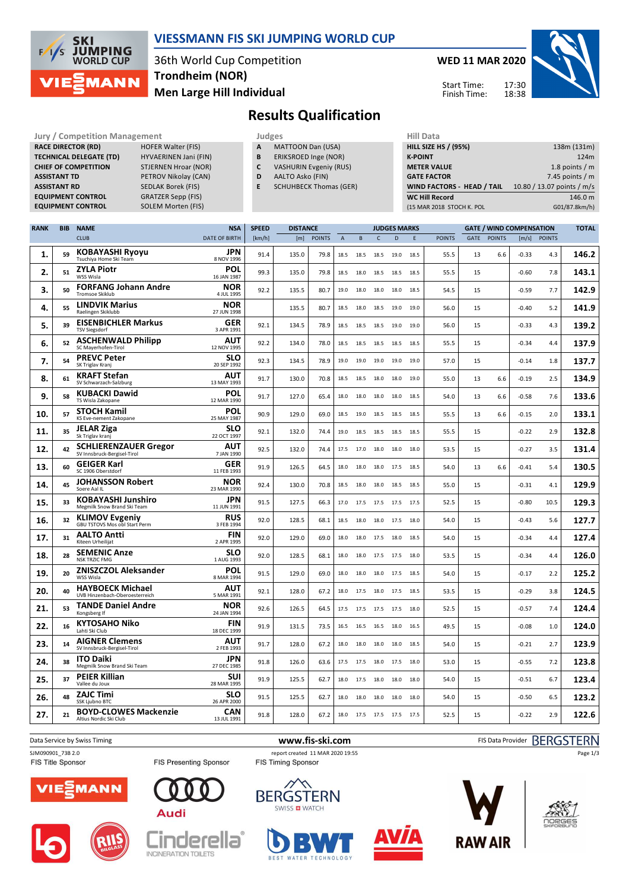# VIESSMANN FIS SKI JUMPING WORLD CUP

36th World Cup Competition
Trondheim (NOR)
Men Large Hill Individual

**WED 11 MAR 2020**

Start Time: 17:30
Finish Time: 18:38

## Results Qualification

| Jury / Competition Management | |
|---|---|
| RACE DIRECTOR (RD) | HOFER Walter (FIS) |
| TECHNICAL DELEGATE (TD) | HYVAERINEN Jani (FIN) |
| CHIEF OF COMPETITION | STJERNEN Hroar (NOR) |
| ASSISTANT TD | PETROV Nikolay (CAN) |
| ASSISTANT RD | SEDLAK Borek (FIS) |
| EQUIPMENT CONTROL | GRATZER Sepp (FIS) |
| EQUIPMENT CONTROL | SOLEM Morten (FIS) |

| Judges | |
|---|---|
| A | MATTOON Dan (USA) |
| B | ERIKSROED Inge (NOR) |
| C | VASHURIN Evgeniy (RUS) |
| D | AALTO Asko (FIN) |
| E | SCHUHBECK Thomas (GER) |

| Hill Data | |
|---|---|
| HILL SIZE HS / (95%) | 138m (131m) |
| K-POINT | 124m |
| METER VALUE | 1.8 points / m |
| GATE FACTOR | 7.45 points / m |
| WIND FACTORS - HEAD / TAIL | 10.80 / 13.07 points / m/s |
| WC Hill Record | 146.0 m |
| (15 MAR 2018 STOCH K. POL | G01/87.8km/h) |

| RANK | BIB | NAME / CLUB | NSA / DATE OF BIRTH | SPEED [km/h] | DISTANCE [m] | DISTANCE POINTS | A | B | C | D | E | JUDGES POINTS | GATE | GATE POINTS | WIND [m/s] | WIND POINTS | TOTAL |
|---|---|---|---|---|---|---|---|---|---|---|---|---|---|---|---|---|---|
| 1. | 59 | KOBAYASHI Ryoyu<br>Tsuchiya Home Ski Team | JPN<br>8 NOV 1996 | 91.4 | 135.0 | 79.8 | 18.5 | 18.5 | 18.5 | 19.0 | 18.5 | 55.5 | 13 | 6.6 | -0.33 | 4.3 | 146.2 |
| 2. | 51 | ZYLA Piotr<br>WSS Wisla | POL<br>16 JAN 1987 | 99.3 | 135.0 | 79.8 | 18.5 | 18.0 | 18.5 | 18.5 | 18.5 | 55.5 | 15 | | -0.60 | 7.8 | 143.1 |
| 3. | 50 | FORFANG Johann Andre<br>Tromsoe Skiklub | NOR<br>4 JUL 1995 | 92.2 | 135.5 | 80.7 | 19.0 | 18.0 | 18.0 | 18.0 | 18.5 | 54.5 | 15 | | -0.59 | 7.7 | 142.9 |
| 4. | 55 | LINDVIK Marius<br>Raelingen Skiklubb | NOR<br>27 JUN 1998 | | 135.5 | 80.7 | 18.5 | 18.0 | 18.5 | 19.0 | 19.0 | 56.0 | 15 | | -0.40 | 5.2 | 141.9 |
| 5. | 39 | EISENBICHLER Markus<br>TSV Siegsdorf | GER<br>3 APR 1991 | 92.1 | 134.5 | 78.9 | 18.5 | 18.5 | 18.5 | 19.0 | 19.0 | 56.0 | 15 | | -0.33 | 4.3 | 139.2 |
| 6. | 52 | ASCHENWALD Philipp<br>SC Mayerhofen-Tirol | AUT<br>12 NOV 1995 | 92.2 | 134.0 | 78.0 | 18.5 | 18.5 | 18.5 | 18.5 | 18.5 | 55.5 | 15 | | -0.34 | 4.4 | 137.9 |
| 7. | 54 | PREVC Peter<br>SK Triglav Kranj | SLO<br>20 SEP 1992 | 92.3 | 134.5 | 78.9 | 19.0 | 19.0 | 19.0 | 19.0 | 19.0 | 57.0 | 15 | | -0.14 | 1.8 | 137.7 |
| 8. | 61 | KRAFT Stefan<br>SV Schwarzach-Salzburg | AUT<br>13 MAY 1993 | 91.7 | 130.0 | 70.8 | 18.5 | 18.5 | 18.0 | 18.0 | 19.0 | 55.0 | 13 | 6.6 | -0.19 | 2.5 | 134.9 |
| 9. | 58 | KUBACKI Dawid<br>TS Wisla Zakopane | POL<br>12 MAR 1990 | 91.7 | 127.0 | 65.4 | 18.0 | 18.0 | 18.0 | 18.0 | 18.5 | 54.0 | 13 | 6.6 | -0.58 | 7.6 | 133.6 |
| 10. | 57 | STOCH Kamil<br>KS Eve-nement Zakopane | POL<br>25 MAY 1987 | 90.9 | 129.0 | 69.0 | 18.5 | 19.0 | 18.5 | 18.5 | 18.5 | 55.5 | 13 | 6.6 | -0.15 | 2.0 | 133.1 |
| 11. | 35 | JELAR Ziga<br>Sk Triglav kranj | SLO<br>22 OCT 1997 | 92.1 | 132.0 | 74.4 | 19.0 | 18.5 | 18.5 | 18.5 | 18.5 | 55.5 | 15 | | -0.22 | 2.9 | 132.8 |
| 12. | 42 | SCHLIERENZAUER Gregor<br>SV Innsbruck-Bergisel-Tirol | AUT<br>7 JAN 1990 | 92.5 | 132.0 | 74.4 | 17.5 | 17.0 | 18.0 | 18.0 | 18.0 | 53.5 | 15 | | -0.27 | 3.5 | 131.4 |
| 13. | 60 | GEIGER Karl<br>SC 1906 Oberstdorf | GER<br>11 FEB 1993 | 91.9 | 126.5 | 64.5 | 18.0 | 18.0 | 18.0 | 17.5 | 18.5 | 54.0 | 13 | 6.6 | -0.41 | 5.4 | 130.5 |
| 14. | 45 | JOHANSSON Robert<br>Soere Aal IL | NOR<br>23 MAR 1990 | 92.4 | 130.0 | 70.8 | 18.5 | 18.0 | 18.0 | 18.5 | 18.5 | 55.0 | 15 | | -0.31 | 4.1 | 129.9 |
| 15. | 33 | KOBAYASHI Junshiro<br>Megmilk Snow Brand Ski Team | JPN<br>11 JUN 1991 | 91.5 | 127.5 | 66.3 | 17.0 | 17.5 | 17.5 | 17.5 | 17.5 | 52.5 | 15 | | -0.80 | 10.5 | 129.3 |
| 16. | 32 | KLIMOV Evgeniy<br>GBU TSTOVS Mos obl Start Perm | RUS<br>3 FEB 1994 | 92.0 | 128.5 | 68.1 | 18.5 | 18.0 | 18.0 | 17.5 | 18.0 | 54.0 | 15 | | -0.43 | 5.6 | 127.7 |
| 17. | 31 | AALTO Antti<br>Kiteen Urheilijat | FIN<br>2 APR 1995 | 92.0 | 129.0 | 69.0 | 18.0 | 18.0 | 17.5 | 18.0 | 18.5 | 54.0 | 15 | | -0.34 | 4.4 | 127.4 |
| 18. | 28 | SEMENIC Anze<br>NSK TRZIC FMG | SLO<br>1 AUG 1993 | 92.0 | 128.5 | 68.1 | 18.0 | 18.0 | 17.5 | 17.5 | 18.0 | 53.5 | 15 | | -0.34 | 4.4 | 126.0 |
| 19. | 20 | ZNISZCZOL Aleksander<br>WSS Wisla | POL<br>8 MAR 1994 | 91.5 | 129.0 | 69.0 | 18.0 | 18.0 | 18.0 | 17.5 | 18.5 | 54.0 | 15 | | -0.17 | 2.2 | 125.2 |
| 20. | 40 | HAYBOECK Michael<br>UVB Hinzenbach-Oberoesterreich | AUT<br>5 MAR 1991 | 92.1 | 128.0 | 67.2 | 18.0 | 17.5 | 18.0 | 17.5 | 18.5 | 53.5 | 15 | | -0.29 | 3.8 | 124.5 |
| 21. | 53 | TANDE Daniel Andre<br>Kongsberg If | NOR<br>24 JAN 1994 | 92.6 | 126.5 | 64.5 | 17.5 | 17.5 | 17.5 | 17.5 | 18.0 | 52.5 | 15 | | -0.57 | 7.4 | 124.4 |
| 22. | 16 | KYTOSAHO Niko<br>Lahti Ski Club | FIN<br>18 DEC 1999 | 91.9 | 131.5 | 73.5 | 16.5 | 16.5 | 16.5 | 18.0 | 16.5 | 49.5 | 15 | | -0.08 | 1.0 | 124.0 |
| 23. | 14 | AIGNER Clemens<br>SV Innsbruck-Bergisel-Tirol | AUT<br>2 FEB 1993 | 91.7 | 128.0 | 67.2 | 18.0 | 18.0 | 18.0 | 18.0 | 18.5 | 54.0 | 15 | | -0.21 | 2.7 | 123.9 |
| 24. | 38 | ITO Daiki<br>Megmilk Snow Brand Ski Team | JPN<br>27 DEC 1985 | 91.8 | 126.0 | 63.6 | 17.5 | 17.5 | 18.0 | 17.5 | 18.0 | 53.0 | 15 | | -0.55 | 7.2 | 123.8 |
| 25. | 37 | PEIER Killian<br>Vallee du Joux | SUI<br>28 MAR 1995 | 91.9 | 125.5 | 62.7 | 18.0 | 17.5 | 18.0 | 18.0 | 18.0 | 54.0 | 15 | | -0.51 | 6.7 | 123.4 |
| 26. | 48 | ZAJC Timi<br>SSK Ljubno BTC | SLO<br>26 APR 2000 | 91.5 | 125.5 | 62.7 | 18.0 | 18.0 | 18.0 | 18.0 | 18.0 | 54.0 | 15 | | -0.50 | 6.5 | 123.2 |
| 27. | 21 | BOYD-CLOWES Mackenzie<br>Altius Nordic Ski Club | CAN<br>13 JUL 1991 | 91.8 | 128.0 | 67.2 | 18.0 | 17.5 | 17.5 | 17.5 | 17.5 | 52.5 | 15 | | -0.22 | 2.9 | 122.6 |

Data Service by Swiss Timing | www.fis-ski.com | FIS Data Provider BERGSTERN

SJM090901_73B 2.0 | report created 11 MAR 2020 19:55

FIS Title Sponsor | FIS Presenting Sponsor | FIS Timing Sponsor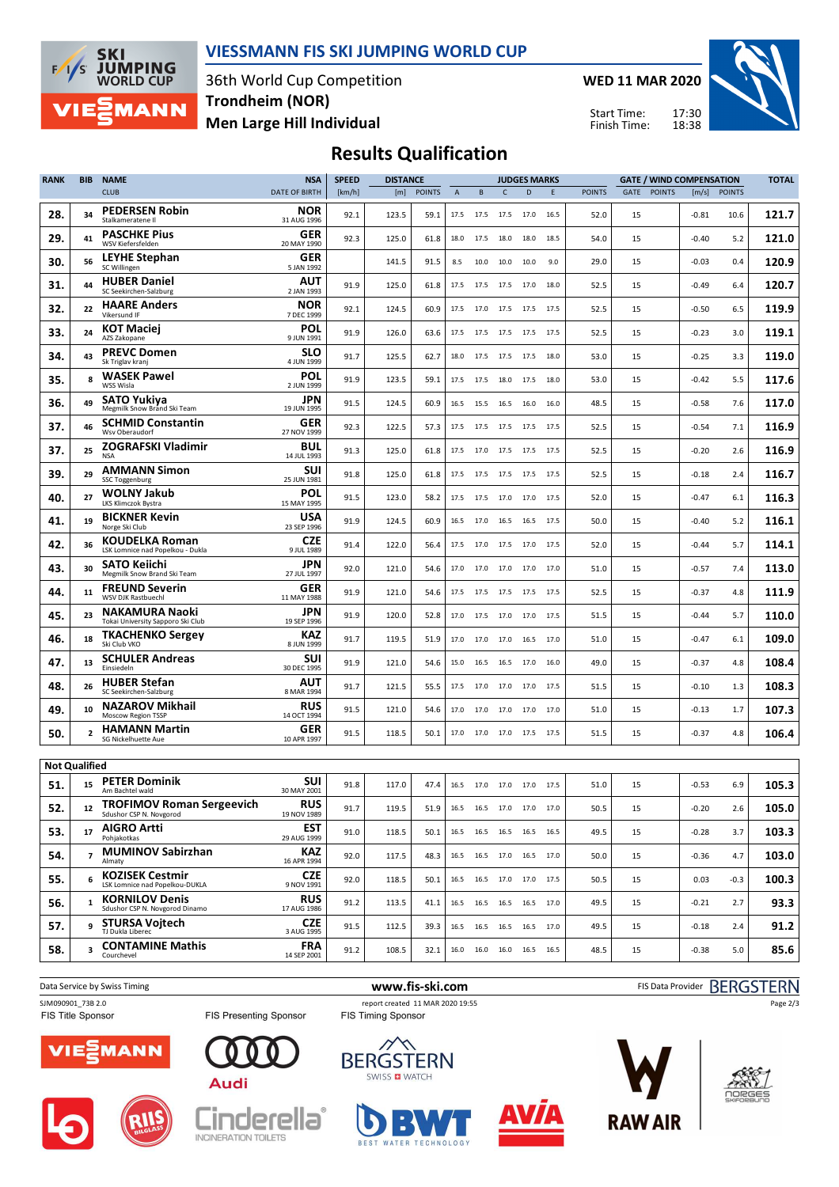# VIESSMANN FIS SKI JUMPING WORLD CUP

36th World Cup Competition
**Trondheim (NOR)**
**Men Large Hill Individual**

**WED 11 MAR 2020**

Start Time: 17:30
Finish Time: 18:38

## Results Qualification

| RANK | BIB | NAME / CLUB | NSA / DATE OF BIRTH | SPEED [km/h] | DISTANCE [m] | DISTANCE POINTS | A | B | C | D | E | JUDGES POINTS | GATE | GATE POINTS | WIND [m/s] | WIND POINTS | TOTAL |
|---|---|---|---|---|---|---|---|---|---|---|---|---|---|---|---|---|---|
| 28. | 34 | **PEDERSEN Robin** Stalkameratene Il | NOR 31 AUG 1996 | 92.1 | 123.5 | 59.1 | 17.5 | 17.5 | 17.5 | 17.0 | 16.5 | 52.0 | 15 | | -0.81 | 10.6 | 121.7 |
| 29. | 41 | **PASCHKE Pius** WSV Kiefersfelden | GER 20 MAY 1990 | 92.3 | 125.0 | 61.8 | 18.0 | 17.5 | 18.0 | 18.0 | 18.5 | 54.0 | 15 | | -0.40 | 5.2 | 121.0 |
| 30. | 56 | **LEYHE Stephan** SC Willingen | GER 5 JAN 1992 | | 141.5 | 91.5 | 8.5 | 10.0 | 10.0 | 10.0 | 9.0 | 29.0 | 15 | | -0.03 | 0.4 | 120.9 |
| 31. | 44 | **HUBER Daniel** SC Seekirchen-Salzburg | AUT 2 JAN 1993 | 91.9 | 125.0 | 61.8 | 17.5 | 17.5 | 17.5 | 17.0 | 18.0 | 52.5 | 15 | | -0.49 | 6.4 | 120.7 |
| 32. | 22 | **HAARE Anders** Vikersund IF | NOR 7 DEC 1999 | 92.1 | 124.5 | 60.9 | 17.5 | 17.0 | 17.5 | 17.5 | 17.5 | 52.5 | 15 | | -0.50 | 6.5 | 119.9 |
| 33. | 24 | **KOT Maciej** AZS Zakopane | POL 9 JUN 1991 | 91.9 | 126.0 | 63.6 | 17.5 | 17.5 | 17.5 | 17.5 | 17.5 | 52.5 | 15 | | -0.23 | 3.0 | 119.1 |
| 34. | 43 | **PREVC Domen** Sk Triglav kranj | SLO 4 JUN 1999 | 91.7 | 125.5 | 62.7 | 18.0 | 17.5 | 17.5 | 17.5 | 18.0 | 53.0 | 15 | | -0.25 | 3.3 | 119.0 |
| 35. | 8 | **WASEK Pawel** WSS Wisla | POL 2 JUN 1999 | 91.9 | 123.5 | 59.1 | 17.5 | 17.5 | 18.0 | 17.5 | 18.0 | 53.0 | 15 | | -0.42 | 5.5 | 117.6 |
| 36. | 49 | **SATO Yukiya** Megmilk Snow Brand Ski Team | JPN 19 JUN 1995 | 91.5 | 124.5 | 60.9 | 16.5 | 15.5 | 16.5 | 16.0 | 16.0 | 48.5 | 15 | | -0.58 | 7.6 | 117.0 |
| 37. | 46 | **SCHMID Constantin** Wsv Oberaudorf | GER 27 NOV 1999 | 92.3 | 122.5 | 57.3 | 17.5 | 17.5 | 17.5 | 17.5 | 17.5 | 52.5 | 15 | | -0.54 | 7.1 | 116.9 |
| 37. | 25 | **ZOGRAFSKI Vladimir** NSA | BUL 14 JUL 1993 | 91.3 | 125.0 | 61.8 | 17.5 | 17.0 | 17.5 | 17.5 | 17.5 | 52.5 | 15 | | -0.20 | 2.6 | 116.9 |
| 39. | 29 | **AMMANN Simon** SSC Toggenburg | SUI 25 JUN 1981 | 91.8 | 125.0 | 61.8 | 17.5 | 17.5 | 17.5 | 17.5 | 17.5 | 52.5 | 15 | | -0.18 | 2.4 | 116.7 |
| 40. | 27 | **WOLNY Jakub** LKS Klimczok Bystra | POL 15 MAY 1995 | 91.5 | 123.0 | 58.2 | 17.5 | 17.5 | 17.0 | 17.0 | 17.5 | 52.0 | 15 | | -0.47 | 6.1 | 116.3 |
| 41. | 19 | **BICKNER Kevin** Norge Ski Club | USA 23 SEP 1996 | 91.9 | 124.5 | 60.9 | 16.5 | 17.0 | 16.5 | 16.5 | 17.5 | 50.0 | 15 | | -0.40 | 5.2 | 116.1 |
| 42. | 36 | **KOUDELKA Roman** LSK Lomnice nad Popelkou - Dukla | CZE 9 JUL 1989 | 91.4 | 122.0 | 56.4 | 17.5 | 17.0 | 17.5 | 17.0 | 17.5 | 52.0 | 15 | | -0.44 | 5.7 | 114.1 |
| 43. | 30 | **SATO Keiichi** Megmilk Snow Brand Ski Team | JPN 27 JUL 1997 | 92.0 | 121.0 | 54.6 | 17.0 | 17.0 | 17.0 | 17.0 | 17.0 | 51.0 | 15 | | -0.57 | 7.4 | 113.0 |
| 44. | 11 | **FREUND Severin** WSV DJK Rastbuechl | GER 11 MAY 1988 | 91.9 | 121.0 | 54.6 | 17.5 | 17.5 | 17.5 | 17.5 | 17.5 | 52.5 | 15 | | -0.37 | 4.8 | 111.9 |
| 45. | 23 | **NAKAMURA Naoki** Tokai University Sapporo Ski Club | JPN 19 SEP 1996 | 91.9 | 120.0 | 52.8 | 17.0 | 17.5 | 17.0 | 17.0 | 17.5 | 51.5 | 15 | | -0.44 | 5.7 | 110.0 |
| 46. | 18 | **TKACHENKO Sergey** Ski Club VKO | KAZ 8 JUN 1999 | 91.7 | 119.5 | 51.9 | 17.0 | 17.0 | 17.0 | 16.5 | 17.0 | 51.0 | 15 | | -0.47 | 6.1 | 109.0 |
| 47. | 13 | **SCHULER Andreas** Einsiedeln | SUI 30 DEC 1995 | 91.9 | 121.0 | 54.6 | 15.0 | 16.5 | 16.5 | 17.0 | 16.0 | 49.0 | 15 | | -0.37 | 4.8 | 108.4 |
| 48. | 26 | **HUBER Stefan** SC Seekirchen-Salzburg | AUT 8 MAR 1994 | 91.7 | 121.5 | 55.5 | 17.5 | 17.0 | 17.0 | 17.0 | 17.5 | 51.5 | 15 | | -0.10 | 1.3 | 108.3 |
| 49. | 10 | **NAZAROV Mikhail** Moscow Region TSSP | RUS 14 OCT 1994 | 91.5 | 121.0 | 54.6 | 17.0 | 17.0 | 17.0 | 17.0 | 17.0 | 51.0 | 15 | | -0.13 | 1.7 | 107.3 |
| 50. | 2 | **HAMANN Martin** SG Nickelhuette Aue | GER 10 APR 1997 | 91.5 | 118.5 | 50.1 | 17.0 | 17.0 | 17.0 | 17.5 | 17.5 | 51.5 | 15 | | -0.37 | 4.8 | 106.4 |

**Not Qualified**

| RANK | BIB | NAME / CLUB | NSA / DATE OF BIRTH | SPEED [km/h] | DISTANCE [m] | DISTANCE POINTS | A | B | C | D | E | JUDGES POINTS | GATE | GATE POINTS | WIND [m/s] | WIND POINTS | TOTAL |
|---|---|---|---|---|---|---|---|---|---|---|---|---|---|---|---|---|---|
| 51. | 15 | **PETER Dominik** Am Bachtel wald | SUI 30 MAY 2001 | 91.8 | 117.0 | 47.4 | 16.5 | 17.0 | 17.0 | 17.0 | 17.5 | 51.0 | 15 | | -0.53 | 6.9 | 105.3 |
| 52. | 12 | **TROFIMOV Roman Sergeevich** Sdushor CSP N. Novgorod | RUS 19 NOV 1989 | 91.7 | 119.5 | 51.9 | 16.5 | 16.5 | 17.0 | 17.0 | 17.0 | 50.5 | 15 | | -0.20 | 2.6 | 105.0 |
| 53. | 17 | **AIGRO Artti** Pohjakotkas | EST 29 AUG 1999 | 91.0 | 118.5 | 50.1 | 16.5 | 16.5 | 16.5 | 16.5 | 16.5 | 49.5 | 15 | | -0.28 | 3.7 | 103.3 |
| 54. | 7 | **MUMINOV Sabirzhan** Almaty | KAZ 16 APR 1994 | 92.0 | 117.5 | 48.3 | 16.5 | 16.5 | 17.0 | 16.5 | 17.0 | 50.0 | 15 | | -0.36 | 4.7 | 103.0 |
| 55. | 6 | **KOZISEK Cestmir** LSK Lomnice nad Popelkou-DUKLA | CZE 9 NOV 1991 | 92.0 | 118.5 | 50.1 | 16.5 | 16.5 | 17.0 | 17.0 | 17.5 | 50.5 | 15 | | 0.03 | -0.3 | 100.3 |
| 56. | 1 | **KORNILOV Denis** Sdushor CSP N. Novgorod Dinamo | RUS 17 AUG 1986 | 91.2 | 113.5 | 41.1 | 16.5 | 16.5 | 16.5 | 16.5 | 17.0 | 49.5 | 15 | | -0.21 | 2.7 | 93.3 |
| 57. | 9 | **STURSA Vojtech** TJ Dukla Liberec | CZE 3 AUG 1995 | 91.5 | 112.5 | 39.3 | 16.5 | 16.5 | 16.5 | 16.5 | 17.0 | 49.5 | 15 | | -0.18 | 2.4 | 91.2 |
| 58. | 3 | **CONTAMINE Mathis** Courchevel | FRA 14 SEP 2001 | 91.2 | 108.5 | 32.1 | 16.0 | 16.0 | 16.0 | 16.5 | 16.5 | 48.5 | 15 | | -0.38 | 5.0 | 85.6 |

Data Service by Swiss Timing — www.fis-ski.com — FIS Data Provider BERGSTERN

SJM090901_73B 2.0 — report created 11 MAR 2020 19:55

FIS Title Sponsor — FIS Presenting Sponsor — FIS Timing Sponsor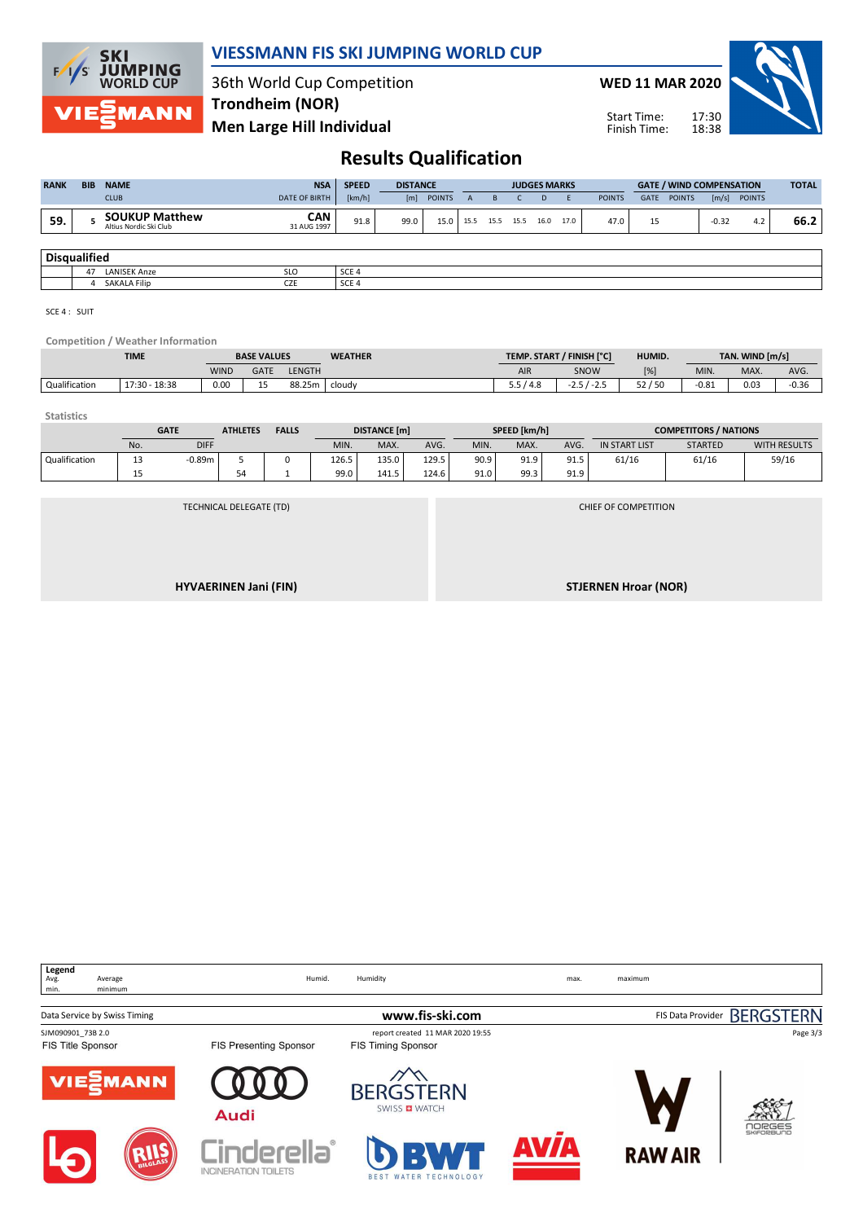# VIESSMANN FIS SKI JUMPING WORLD CUP

36th World Cup Competition
**Trondheim (NOR)**
**Men Large Hill Individual**

**WED 11 MAR 2020**

Start Time: 17:30
Finish Time: 18:38

## Results Qualification

| RANK | BIB | NAME | NSA | SPEED | DISTANCE | | JUDGES MARKS | | | | | | GATE / WIND COMPENSATION | | | | TOTAL |
|---|---|---|---|---|---|---|---|---|---|---|---|---|---|---|---|---|---|
| | | CLUB | DATE OF BIRTH | [km/h] | [m] | POINTS | A | B | C | D | E | POINTS | GATE | POINTS | [m/s] | POINTS | |
| 59. | 5 | **SOUKUP Matthew** Altius Nordic Ski Club | **CAN** 31 AUG 1997 | 91.8 | 99.0 | 15.0 | 15.5 | 15.5 | 15.5 | 16.0 | 17.0 | 47.0 | 15 | | -0.32 | 4.2 | **66.2** |

**Disqualified**

| | | | |
|---|---|---|---|
| 47 | LANISEK Anze | SLO | SCE 4 |
| 4 | SAKALA Filip | CZE | SCE 4 |

SCE 4 : SUIT

Competition / Weather Information

| | TIME | BASE VALUES | | | WEATHER | TEMP. START / FINISH [°C] | | HUMID. | TAN. WIND [m/s] | | |
|---|---|---|---|---|---|---|---|---|---|---|---|
| | | WIND | GATE | LENGTH | | AIR | SNOW | [%] | MIN. | MAX. | AVG. |
| Qualification | 17:30 - 18:38 | 0.00 | 15 | 88.25m | cloudy | 5.5 / 4.8 | -2.5 / -2.5 | 52 / 50 | -0.81 | 0.03 | -0.36 |

Statistics

| | GATE | | ATHLETES | FALLS | DISTANCE [m] | | | SPEED [km/h] | | | COMPETITORS / NATIONS | | |
|---|---|---|---|---|---|---|---|---|---|---|---|---|---|
| | No. | DIFF | | | MIN. | MAX. | AVG. | MIN. | MAX. | AVG. | IN START LIST | STARTED | WITH RESULTS |
| Qualification | 13 | -0.89m | 5 | 0 | 126.5 | 135.0 | 129.5 | 90.9 | 91.9 | 91.5 | 61/16 | 61/16 | 59/16 |
| | 15 | | 54 | 1 | 99.0 | 141.5 | 124.6 | 91.0 | 99.3 | 91.9 | | | |

TECHNICAL DELEGATE (TD)

**HYVAERINEN Jani (FIN)**

CHIEF OF COMPETITION

**STJERNEN Hroar (NOR)**

Legend
Avg. Average
min. minimum
Humid. Humidity
max. maximum

Data Service by Swiss Timing
www.fis-ski.com
FIS Data Provider BERGSTERN
SJM090901_73B 2.0
report created 11 MAR 2020 19:55
FIS Title Sponsor
FIS Presenting Sponsor
FIS Timing Sponsor